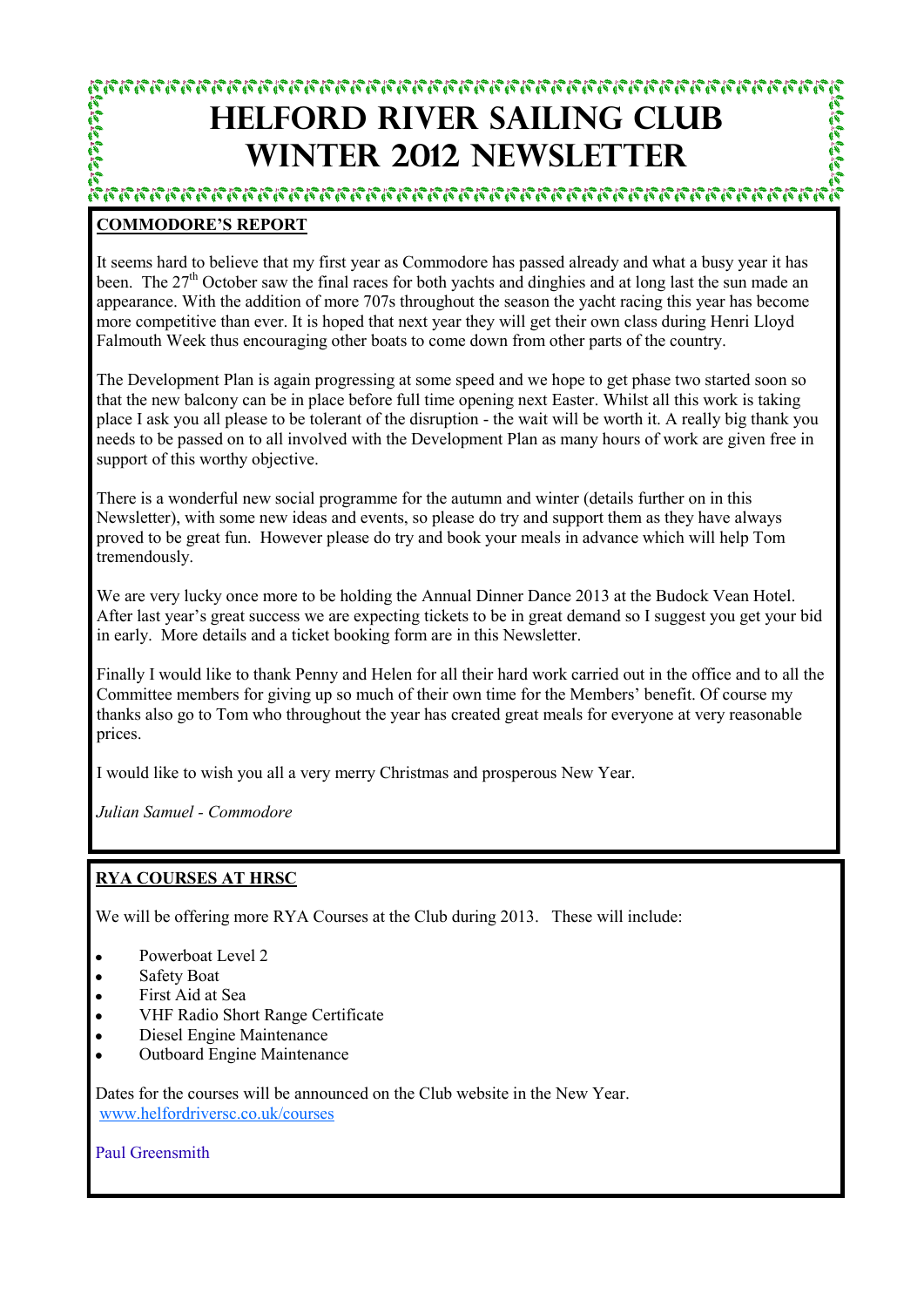# HELFORD RIVER SAILING CLUB WINTER 2012 NEWSLETTER

## COMMODORE'S REPORT

It seems hard to believe that my first year as Commodore has passed already and what a busy year it has been. The 27th October saw the final races for both yachts and dinghies and at long last the sun made an appearance. With the addition of more 707s throughout the season the yacht racing this year has become more competitive than ever. It is hoped that next year they will get their own class during Henri Lloyd Falmouth Week thus encouraging other boats to come down from other parts of the country.

The Development Plan is again progressing at some speed and we hope to get phase two started soon so that the new balcony can be in place before full time opening next Easter. Whilst all this work is taking place I ask you all please to be tolerant of the disruption - the wait will be worth it. A really big thank you needs to be passed on to all involved with the Development Plan as many hours of work are given free in support of this worthy objective.

There is a wonderful new social programme for the autumn and winter (details further on in this Newsletter), with some new ideas and events, so please do try and support them as they have always proved to be great fun. However please do try and book your meals in advance which will help Tom tremendously.

We are very lucky once more to be holding the Annual Dinner Dance 2013 at the Budock Vean Hotel. After last year's great success we are expecting tickets to be in great demand so I suggest you get your bid in early. More details and a ticket booking form are in this Newsletter.

Finally I would like to thank Penny and Helen for all their hard work carried out in the office and to all the Committee members for giving up so much of their own time for the Members' benefit. Of course my thanks also go to Tom who throughout the year has created great meals for everyone at very reasonable prices.

I would like to wish you all a very merry Christmas and prosperous New Year.

*Julian Samuel - Commodore*

## RYA COURSES AT HRSC

We will be offering more RYA Courses at the Club during 2013. These will include:

- Powerboat Level 2
- Safety Boat
- First Aid at Sea
- VHF Radio Short Range Certificate
- Diesel Engine Maintenance
- Outboard Engine Maintenance

Dates for the courses will be announced on the Club website in the New Year.
www.helfordriversc.co.uk/courses

Paul Greensmith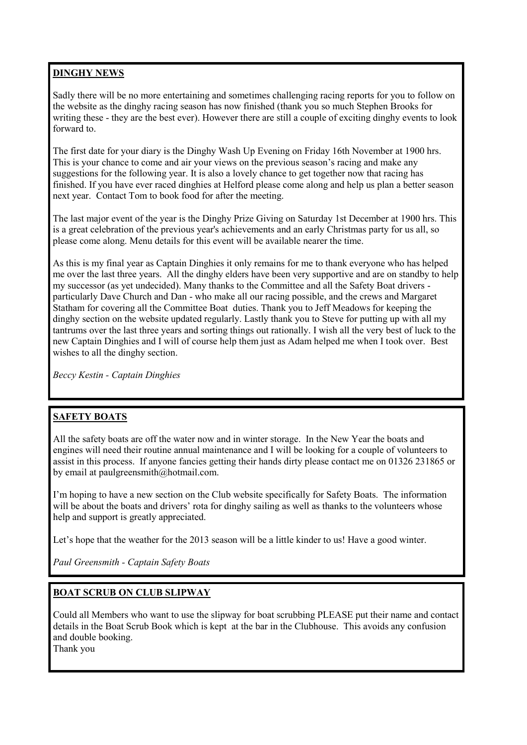## DINGHY NEWS

Sadly there will be no more entertaining and sometimes challenging racing reports for you to follow on the website as the dinghy racing season has now finished (thank you so much Stephen Brooks for writing these - they are the best ever). However there are still a couple of exciting dinghy events to look forward to.

The first date for your diary is the Dinghy Wash Up Evening on Friday 16th November at 1900 hrs. This is your chance to come and air your views on the previous season's racing and make any suggestions for the following year. It is also a lovely chance to get together now that racing has finished. If you have ever raced dinghies at Helford please come along and help us plan a better season next year. Contact Tom to book food for after the meeting.

The last major event of the year is the Dinghy Prize Giving on Saturday 1st December at 1900 hrs. This is a great celebration of the previous year's achievements and an early Christmas party for us all, so please come along. Menu details for this event will be available nearer the time.

As this is my final year as Captain Dinghies it only remains for me to thank everyone who has helped me over the last three years. All the dinghy elders have been very supportive and are on standby to help my successor (as yet undecided). Many thanks to the Committee and all the Safety Boat drivers - particularly Dave Church and Dan - who make all our racing possible, and the crews and Margaret Statham for covering all the Committee Boat duties. Thank you to Jeff Meadows for keeping the dinghy section on the website updated regularly. Lastly thank you to Steve for putting up with all my tantrums over the last three years and sorting things out rationally. I wish all the very best of luck to the new Captain Dinghies and I will of course help them just as Adam helped me when I took over. Best wishes to all the dinghy section.

*Beccy Kestin - Captain Dinghies*

## SAFETY BOATS

All the safety boats are off the water now and in winter storage. In the New Year the boats and engines will need their routine annual maintenance and I will be looking for a couple of volunteers to assist in this process. If anyone fancies getting their hands dirty please contact me on 01326 231865 or by email at paulgreensmith@hotmail.com.

I'm hoping to have a new section on the Club website specifically for Safety Boats. The information will be about the boats and drivers' rota for dinghy sailing as well as thanks to the volunteers whose help and support is greatly appreciated.

Let's hope that the weather for the 2013 season will be a little kinder to us! Have a good winter.

*Paul Greensmith - Captain Safety Boats*

## BOAT SCRUB ON CLUB SLIPWAY

Could all Members who want to use the slipway for boat scrubbing PLEASE put their name and contact details in the Boat Scrub Book which is kept at the bar in the Clubhouse. This avoids any confusion and double booking.

Thank you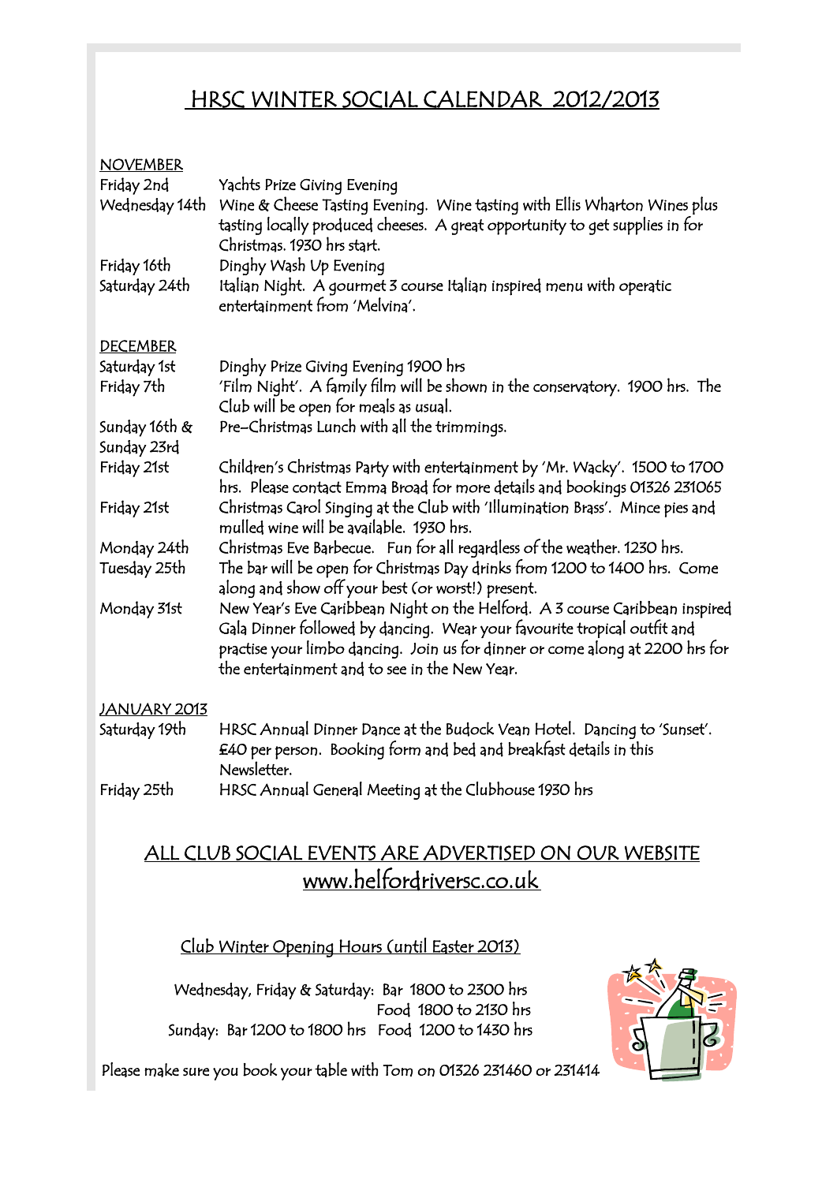# HRSC WINTER SOCIAL CALENDAR 2012/2013

## NOVEMBER

| | |
|---|---|
| Friday 2nd | Yachts Prize Giving Evening |
| Wednesday 14th | Wine & Cheese Tasting Evening. Wine tasting with Ellis Wharton Wines plus tasting locally produced cheeses. A great opportunity to get supplies in for Christmas. 1930 hrs start. |
| Friday 16th | Dinghy Wash Up Evening |
| Saturday 24th | Italian Night. A gourmet 3 course Italian inspired menu with operatic entertainment from 'Melvina'. |

## DECEMBER

| | |
|---|---|
| Saturday 1st | Dinghy Prize Giving Evening 1900 hrs |
| Friday 7th | 'Film Night'. A family film will be shown in the conservatory. 1900 hrs. The Club will be open for meals as usual. |
| Sunday 16th & Sunday 23rd | Pre-Christmas Lunch with all the trimmings. |
| Friday 21st | Children's Christmas Party with entertainment by 'Mr. Wacky'. 1500 to 1700 hrs. Please contact Emma Broad for more details and bookings 01326 231065 |
| Friday 21st | Christmas Carol Singing at the Club with 'Illumination Brass'. Mince pies and mulled wine will be available. 1930 hrs. |
| Monday 24th | Christmas Eve Barbecue. Fun for all regardless of the weather. 1230 hrs. |
| Tuesday 25th | The bar will be open for Christmas Day drinks from 1200 to 1400 hrs. Come along and show off your best (or worst!) present. |
| Monday 31st | New Year's Eve Caribbean Night on the Helford. A 3 course Caribbean inspired Gala Dinner followed by dancing. Wear your favourite tropical outfit and practise your limbo dancing. Join us for dinner or come along at 2200 hrs for the entertainment and to see in the New Year. |

## JANUARY 2013

| | |
|---|---|
| Saturday 19th | HRSC Annual Dinner Dance at the Budock Vean Hotel. Dancing to 'Sunset'. £40 per person. Booking form and bed and breakfast details in this Newsletter. |
| Friday 25th | HRSC Annual General Meeting at the Clubhouse 1930 hrs |

## ALL CLUB SOCIAL EVENTS ARE ADVERTISED ON OUR WEBSITE www.helfordriversc.co.uk

### Club Winter Opening Hours (until Easter 2013)

Wednesday, Friday & Saturday: Bar 1800 to 2300 hrs
Food 1800 to 2130 hrs
Sunday: Bar 1200 to 1800 hrs Food 1200 to 1430 hrs

Please make sure you book your table with Tom on 01326 231460 or 231414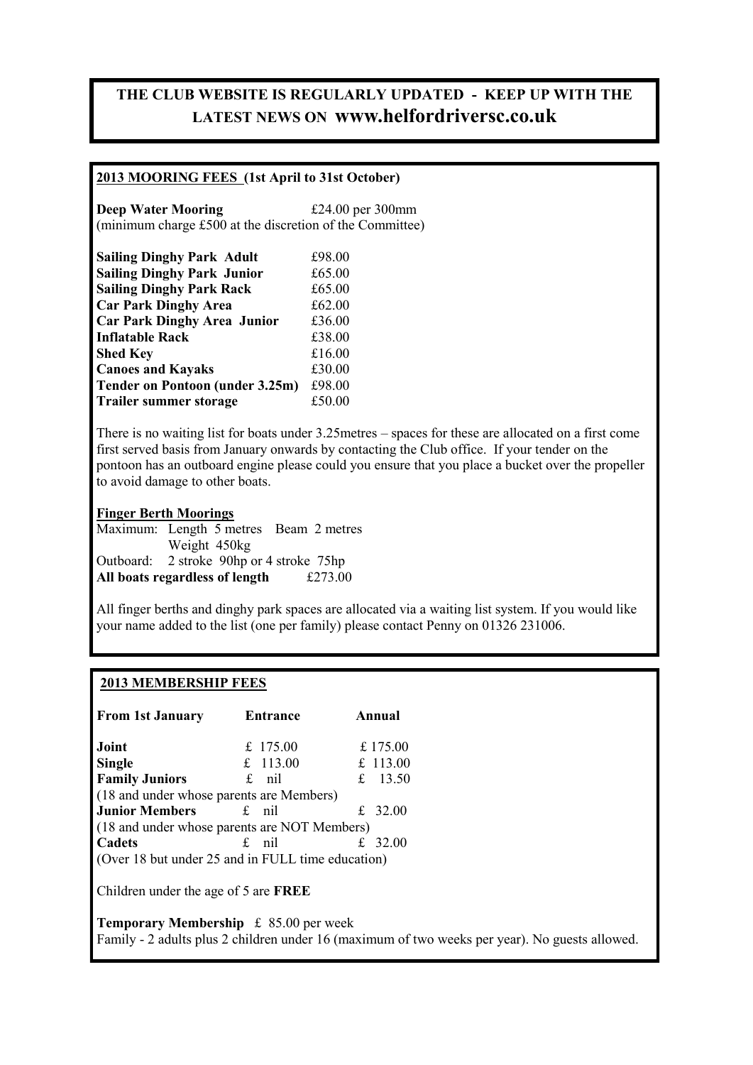**THE CLUB WEBSITE IS REGULARLY UPDATED - KEEP UP WITH THE LATEST NEWS ON www.helfordriversc.co.uk**

## 2013 MOORING FEES (1st April to 31st October)

**Deep Water Mooring** £24.00 per 300mm
(minimum charge £500 at the discretion of the Committee)

| | |
|---|---|
| **Sailing Dinghy Park Adult** | £98.00 |
| **Sailing Dinghy Park Junior** | £65.00 |
| **Sailing Dinghy Park Rack** | £65.00 |
| **Car Park Dinghy Area** | £62.00 |
| **Car Park Dinghy Area Junior** | £36.00 |
| **Inflatable Rack** | £38.00 |
| **Shed Key** | £16.00 |
| **Canoes and Kayaks** | £30.00 |
| **Tender on Pontoon (under 3.25m)** | £98.00 |
| **Trailer summer storage** | £50.00 |

There is no waiting list for boats under 3.25metres – spaces for these are allocated on a first come first served basis from January onwards by contacting the Club office. If your tender on the pontoon has an outboard engine please could you ensure that you place a bucket over the propeller to avoid damage to other boats.

**Finger Berth Moorings**

Maximum: Length 5 metres Beam 2 metres
Weight 450kg
Outboard: 2 stroke 90hp or 4 stroke 75hp
**All boats regardless of length** £273.00

All finger berths and dinghy park spaces are allocated via a waiting list system. If you would like your name added to the list (one per family) please contact Penny on 01326 231006.

## 2013 MEMBERSHIP FEES

| From 1st January | Entrance | Annual |
|---|---|---|
| **Joint** | £ 175.00 | £ 175.00 |
| **Single** | £ 113.00 | £ 113.00 |
| **Family Juniors** | £ nil | £ 13.50 |
| (18 and under whose parents are Members) | | |
| **Junior Members** | £ nil | £ 32.00 |
| (18 and under whose parents are NOT Members) | | |
| **Cadets** | £ nil | £ 32.00 |
| (Over 18 but under 25 and in FULL time education) | | |

Children under the age of 5 are **FREE**

**Temporary Membership** £ 85.00 per week
Family - 2 adults plus 2 children under 16 (maximum of two weeks per year). No guests allowed.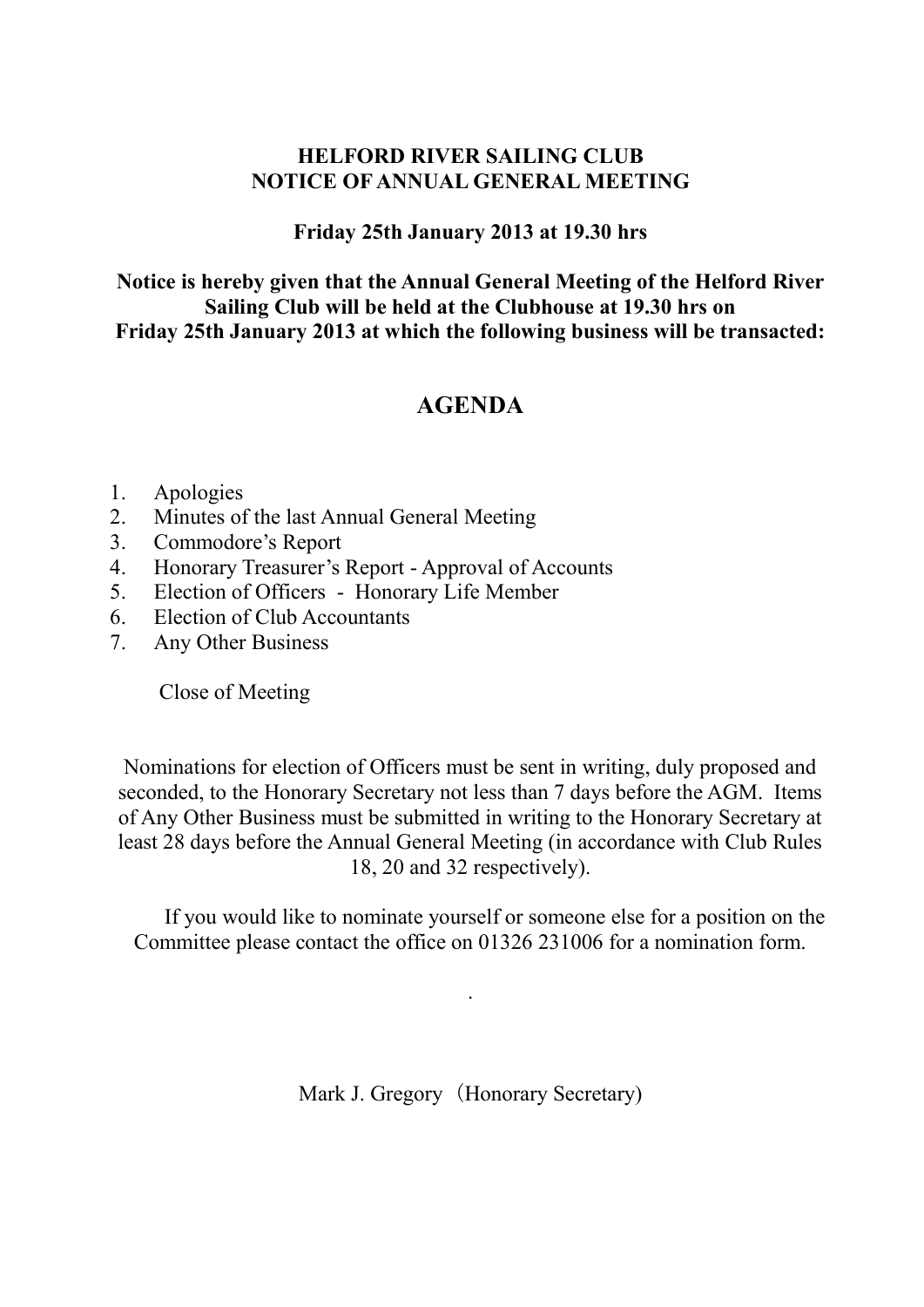**HELFORD RIVER SAILING CLUB**
**NOTICE OF ANNUAL GENERAL MEETING**

**Friday 25th January 2013 at 19.30 hrs**

**Notice is hereby given that the Annual General Meeting of the Helford River Sailing Club will be held at the Clubhouse at 19.30 hrs on Friday 25th January 2013 at which the following business will be transacted:**

# AGENDA

1. Apologies
2. Minutes of the last Annual General Meeting
3. Commodore's Report
4. Honorary Treasurer's Report - Approval of Accounts
5. Election of Officers - Honorary Life Member
6. Election of Club Accountants
7. Any Other Business

Close of Meeting

Nominations for election of Officers must be sent in writing, duly proposed and seconded, to the Honorary Secretary not less than 7 days before the AGM. Items of Any Other Business must be submitted in writing to the Honorary Secretary at least 28 days before the Annual General Meeting (in accordance with Club Rules 18, 20 and 32 respectively).

If you would like to nominate yourself or someone else for a position on the Committee please contact the office on 01326 231006 for a nomination form.

.

Mark J. Gregory（Honorary Secretary)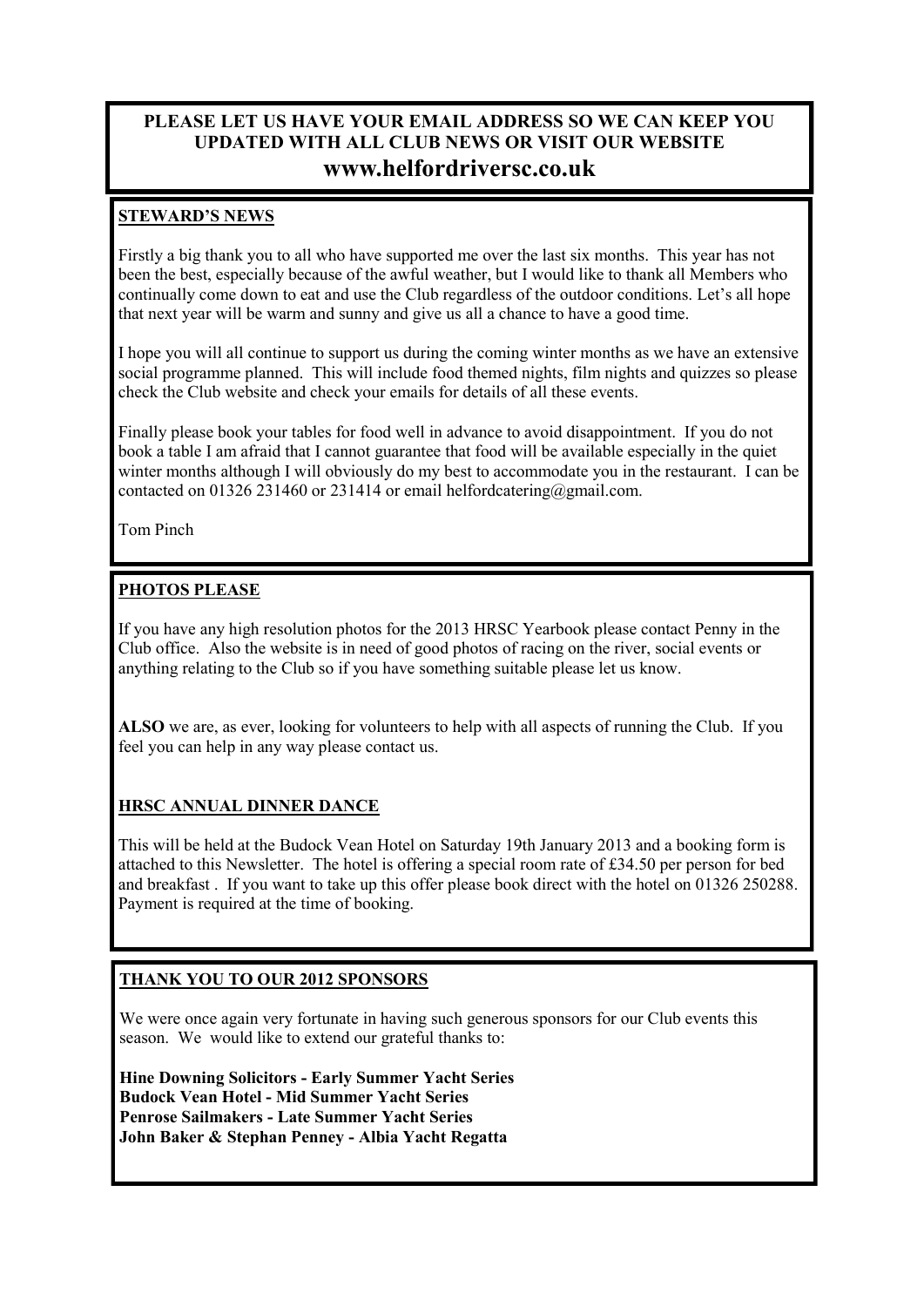**PLEASE LET US HAVE YOUR EMAIL ADDRESS SO WE CAN KEEP YOU UPDATED WITH ALL CLUB NEWS OR VISIT OUR WEBSITE**

**www.helfordriversc.co.uk**

## STEWARD'S NEWS

Firstly a big thank you to all who have supported me over the last six months. This year has not been the best, especially because of the awful weather, but I would like to thank all Members who continually come down to eat and use the Club regardless of the outdoor conditions. Let's all hope that next year will be warm and sunny and give us all a chance to have a good time.

I hope you will all continue to support us during the coming winter months as we have an extensive social programme planned. This will include food themed nights, film nights and quizzes so please check the Club website and check your emails for details of all these events.

Finally please book your tables for food well in advance to avoid disappointment. If you do not book a table I am afraid that I cannot guarantee that food will be available especially in the quiet winter months although I will obviously do my best to accommodate you in the restaurant. I can be contacted on 01326 231460 or 231414 or email helfordcatering@gmail.com.

Tom Pinch

## PHOTOS PLEASE

If you have any high resolution photos for the 2013 HRSC Yearbook please contact Penny in the Club office. Also the website is in need of good photos of racing on the river, social events or anything relating to the Club so if you have something suitable please let us know.

**ALSO** we are, as ever, looking for volunteers to help with all aspects of running the Club. If you feel you can help in any way please contact us.

## HRSC ANNUAL DINNER DANCE

This will be held at the Budock Vean Hotel on Saturday 19th January 2013 and a booking form is attached to this Newsletter. The hotel is offering a special room rate of £34.50 per person for bed and breakfast . If you want to take up this offer please book direct with the hotel on 01326 250288. Payment is required at the time of booking.

## THANK YOU TO OUR 2012 SPONSORS

We were once again very fortunate in having such generous sponsors for our Club events this season. We would like to extend our grateful thanks to:

**Hine Downing Solicitors - Early Summer Yacht Series**
**Budock Vean Hotel - Mid Summer Yacht Series**
**Penrose Sailmakers - Late Summer Yacht Series**
**John Baker & Stephan Penney - Albia Yacht Regatta**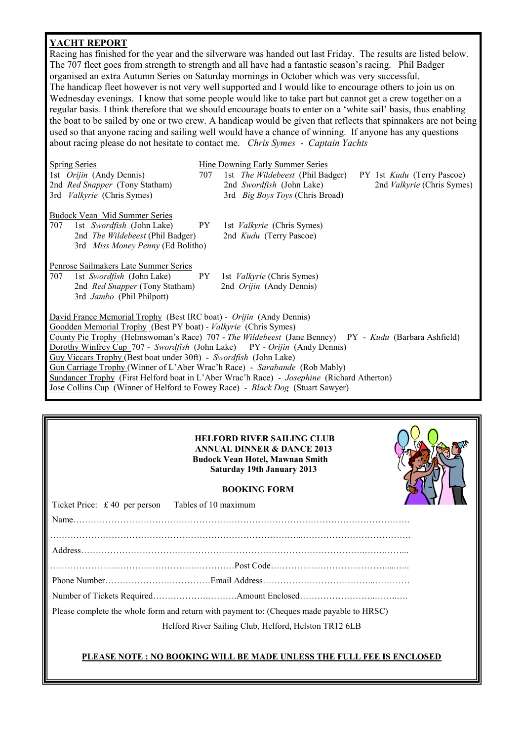## YACHT REPORT

Racing has finished for the year and the silverware was handed out last Friday. The results are listed below. The 707 fleet goes from strength to strength and all have had a fantastic season's racing. Phil Badger organised an extra Autumn Series on Saturday mornings in October which was very successful. The handicap fleet however is not very well supported and I would like to encourage others to join us on Wednesday evenings. I know that some people would like to take part but cannot get a crew together on a regular basis. I think therefore that we should encourage boats to enter on a 'white sail' basis, thus enabling the boat to be sailed by one or two crew. A handicap would be given that reflects that spinnakers are not being used so that anyone racing and sailing well would have a chance of winning. If anyone has any questions about racing please do not hesitate to contact me. *Chris Symes - Captain Yachts*

Spring Series
1st *Orijin* (Andy Dennis)
2nd *Red Snapper* (Tony Statham)
3rd *Valkyrie* (Chris Symes)

Hine Downing Early Summer Series
707 1st *The Wildebeest* (Phil Badger)
2nd *Swordfish* (John Lake)
3rd *Big Boys Toys* (Chris Broad)
PY 1st *Kudu* (Terry Pascoe)
2nd *Valkyrie* (Chris Symes)

Budock Vean Mid Summer Series
707 1st *Swordfish* (John Lake)
2nd *The Wildebeest* (Phil Badger)
3rd *Miss Money Penny* (Ed Bolitho)
PY 1st *Valkyrie* (Chris Symes)
2nd *Kudu* (Terry Pascoe)

Penrose Sailmakers Late Summer Series
707 1st *Swordfish* (John Lake)
2nd *Red Snapper* (Tony Statham)
3rd *Jambo* (Phil Philpott)
PY 1st *Valkyrie* (Chris Symes)
2nd *Orijin* (Andy Dennis)

David France Memorial Trophy (Best IRC boat) - *Orijin* (Andy Dennis)
Goodden Memorial Trophy (Best PY boat) - *Valkyrie* (Chris Symes)
County Pie Trophy (Helmswoman's Race) 707 - *The Wildebeest* (Jane Benney) PY - *Kudu* (Barbara Ashfield)
Dorothy Winfrey Cup 707 - *Swordfish* (John Lake) PY - *Orijin* (Andy Dennis)
Guy Viccars Trophy (Best boat under 30ft) - *Swordfish* (John Lake)
Gun Carriage Trophy (Winner of L'Aber Wrac'h Race) - *Sarabande* (Rob Mably)
Sundancer Trophy (First Helford boat in L'Aber Wrac'h Race) - *Josephine* (Richard Atherton)
Jose Collins Cup (Winner of Helford to Fowey Race) - *Black Dog* (Stuart Sawyer)

**HELFORD RIVER SAILING CLUB**
**ANNUAL DINNER & DANCE 2013**
**Budock Vean Hotel, Mawnan Smith**
**Saturday 19th January 2013**

**BOOKING FORM**

Ticket Price: £ 40 per person Tables of 10 maximum

Name……………………………………………………………………………………………………

……………………………………………………………………………………………………………

Address……………………………………………………………………………………………………

…………………………………………………………Post Code……………………………………

Phone Number………………………………Email Address……………………………………

Number of Tickets Required……………………….Amount Enclosed……………………………

Please complete the whole form and return with payment to: (Cheques made payable to HRSC)

Helford River Sailing Club, Helford, Helston TR12 6LB

**PLEASE NOTE : NO BOOKING WILL BE MADE UNLESS THE FULL FEE IS ENCLOSED**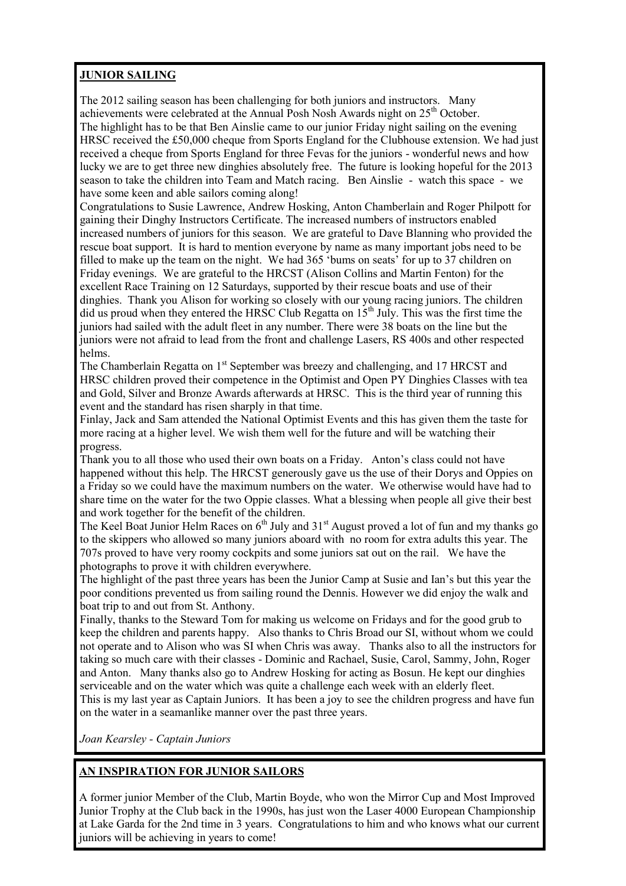## JUNIOR SAILING

The 2012 sailing season has been challenging for both juniors and instructors. Many achievements were celebrated at the Annual Posh Nosh Awards night on 25th October.

The highlight has to be that Ben Ainslie came to our junior Friday night sailing on the evening HRSC received the £50,000 cheque from Sports England for the Clubhouse extension. We had just received a cheque from Sports England for three Fevas for the juniors - wonderful news and how lucky we are to get three new dinghies absolutely free. The future is looking hopeful for the 2013 season to take the children into Team and Match racing. Ben Ainslie - watch this space - we have some keen and able sailors coming along!

Congratulations to Susie Lawrence, Andrew Hosking, Anton Chamberlain and Roger Philpott for gaining their Dinghy Instructors Certificate. The increased numbers of instructors enabled increased numbers of juniors for this season. We are grateful to Dave Blanning who provided the rescue boat support. It is hard to mention everyone by name as many important jobs need to be filled to make up the team on the night. We had 365 'bums on seats' for up to 37 children on Friday evenings. We are grateful to the HRCST (Alison Collins and Martin Fenton) for the excellent Race Training on 12 Saturdays, supported by their rescue boats and use of their dinghies. Thank you Alison for working so closely with our young racing juniors. The children did us proud when they entered the HRSC Club Regatta on 15th July. This was the first time the juniors had sailed with the adult fleet in any number. There were 38 boats on the line but the juniors were not afraid to lead from the front and challenge Lasers, RS 400s and other respected helms.

The Chamberlain Regatta on 1st September was breezy and challenging, and 17 HRCST and HRSC children proved their competence in the Optimist and Open PY Dinghies Classes with tea and Gold, Silver and Bronze Awards afterwards at HRSC. This is the third year of running this event and the standard has risen sharply in that time.

Finlay, Jack and Sam attended the National Optimist Events and this has given them the taste for more racing at a higher level. We wish them well for the future and will be watching their progress.

Thank you to all those who used their own boats on a Friday. Anton's class could not have happened without this help. The HRCST generously gave us the use of their Dorys and Oppies on a Friday so we could have the maximum numbers on the water. We otherwise would have had to share time on the water for the two Oppie classes. What a blessing when people all give their best and work together for the benefit of the children.

The Keel Boat Junior Helm Races on 6th July and 31st August proved a lot of fun and my thanks go to the skippers who allowed so many juniors aboard with no room for extra adults this year. The 707s proved to have very roomy cockpits and some juniors sat out on the rail. We have the photographs to prove it with children everywhere.

The highlight of the past three years has been the Junior Camp at Susie and Ian's but this year the poor conditions prevented us from sailing round the Dennis. However we did enjoy the walk and boat trip to and out from St. Anthony.

Finally, thanks to the Steward Tom for making us welcome on Fridays and for the good grub to keep the children and parents happy. Also thanks to Chris Broad our SI, without whom we could not operate and to Alison who was SI when Chris was away. Thanks also to all the instructors for taking so much care with their classes - Dominic and Rachael, Susie, Carol, Sammy, John, Roger and Anton. Many thanks also go to Andrew Hosking for acting as Bosun. He kept our dinghies serviceable and on the water which was quite a challenge each week with an elderly fleet.

This is my last year as Captain Juniors. It has been a joy to see the children progress and have fun on the water in a seamanlike manner over the past three years.

*Joan Kearsley - Captain Juniors*

## AN INSPIRATION FOR JUNIOR SAILORS

A former junior Member of the Club, Martin Boyde, who won the Mirror Cup and Most Improved Junior Trophy at the Club back in the 1990s, has just won the Laser 4000 European Championship at Lake Garda for the 2nd time in 3 years. Congratulations to him and who knows what our current juniors will be achieving in years to come!